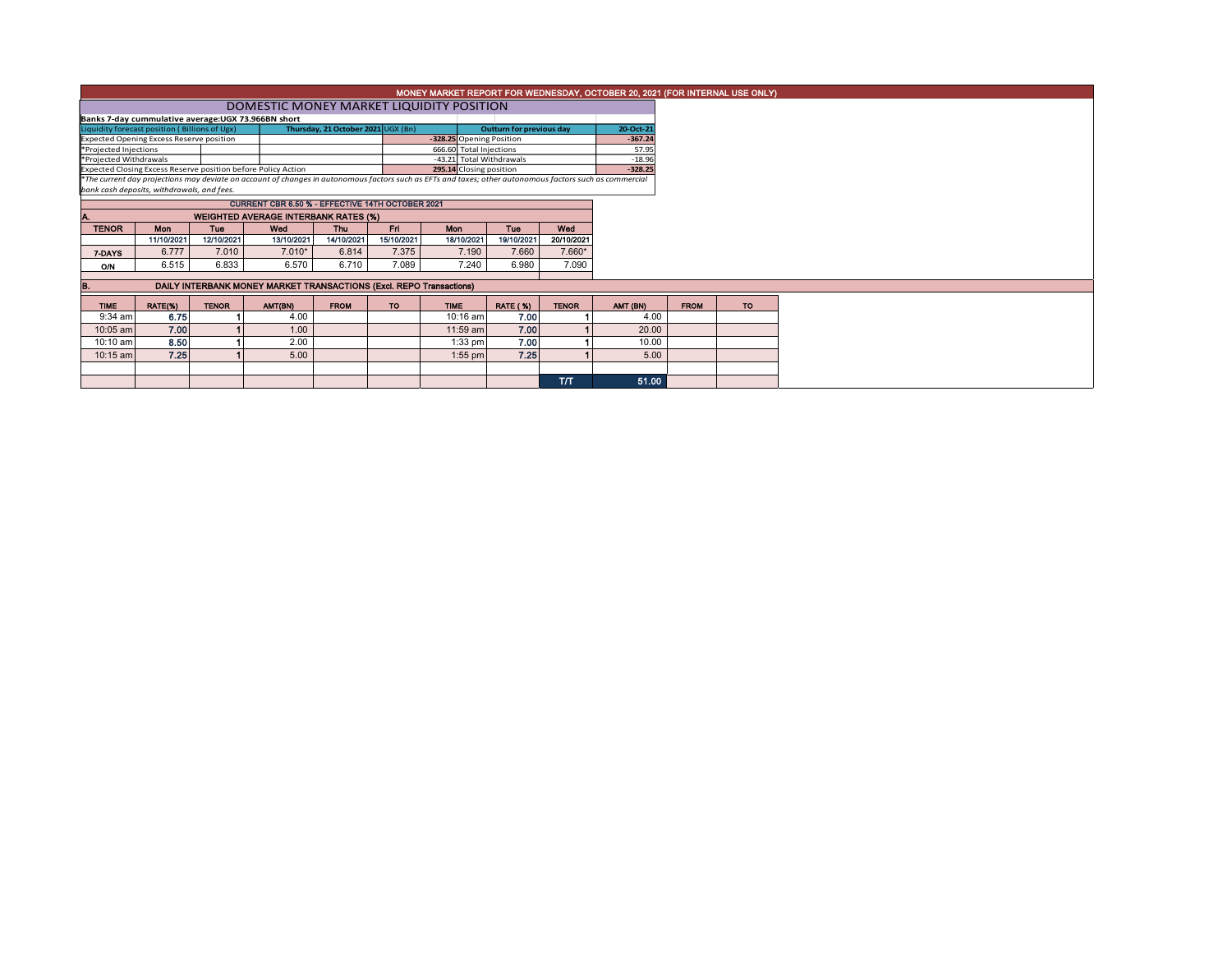# MONEY MARKET REPORT FOR WEDNESDAY, OCTOBER 20, 2021 (FOR INTERNAL USE ONLY)

## DOMESTIC MONEY MARKET LIQUIDITY POSITION

**Banks 7-day cummulative average:UGX 73.966BN short**

| Liquidity forecast position ( Billions of Ugx) | | Thursday, 21 October 2021 | UGX (Bn) | Outturn for previous day | 20-Oct-21 |
|---|---|---|---|---|---|
| Expected Opening Excess Reserve position | | | -328.25 | Opening Position | -367.24 |
| *Projected Injections | | | 666.60 | Total Injections | 57.95 |
| *Projected Withdrawals | | | -43.21 | Total Withdrawals | -18.96 |
| Expected Closing Excess Reserve position before Policy Action | | | 295.14 | Closing position | -328.25 |

*The current day projections may deviate on account of changes in autonomous factors such as EFTs and taxes; other autonomous factors such as commercial bank cash deposits, withdrawals, and fees.*

**CURRENT CBR 6.50 % - EFFECTIVE 14TH OCTOBER 2021**

### A. WEIGHTED AVERAGE INTERBANK RATES (%)

| TENOR | Mon | Tue | Wed | Thu | Fri | Mon | Tue | Wed |
|---|---|---|---|---|---|---|---|---|
| | 11/10/2021 | 12/10/2021 | 13/10/2021 | 14/10/2021 | 15/10/2021 | 18/10/2021 | 19/10/2021 | 20/10/2021 |
| 7-DAYS | 6.777 | 7.010 | 7.010* | 6.814 | 7.375 | 7.190 | 7.660 | 7.660* |
| O/N | 6.515 | 6.833 | 6.570 | 6.710 | 7.089 | 7.240 | 6.980 | 7.090 |

### B. DAILY INTERBANK MONEY MARKET TRANSACTIONS (Excl. REPO Transactions)

| TIME | RATE(%) | TENOR | AMT(BN) | FROM | TO | TIME | RATE ( %) | TENOR | AMT (BN) | FROM | TO |
|---|---|---|---|---|---|---|---|---|---|---|---|
| 9:34 am | 6.75 | 1 | 4.00 | | | 10:16 am | 7.00 | 1 | 4.00 | | |
| 10:05 am | 7.00 | 1 | 1.00 | | | 11:59 am | 7.00 | 1 | 20.00 | | |
| 10:10 am | 8.50 | 1 | 2.00 | | | 1:33 pm | 7.00 | 1 | 10.00 | | |
| 10:15 am | 7.25 | 1 | 5.00 | | | 1:55 pm | 7.25 | 1 | 5.00 | | |
| | | | | | | | | T/T | 51.00 | | |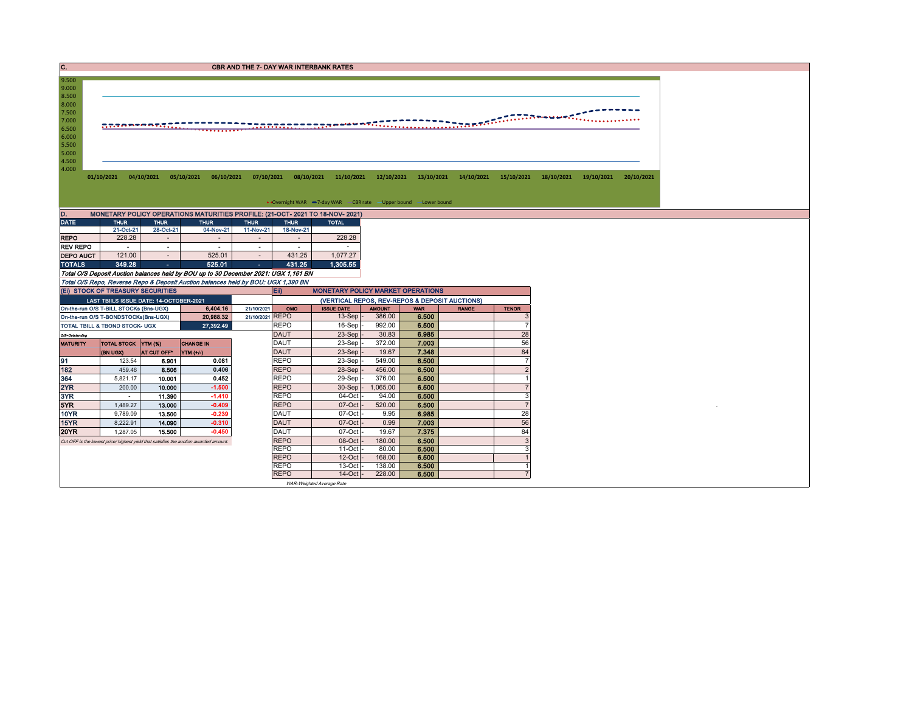## C. CBR AND THE 7- DAY WAR INTERBANK RATES

9.500
9.000
8.500
8.000
7.500
7.000
6.500
6.000
5.500
5.000
4.500
4.000

01/10/2021 04/10/2021 05/10/2021 06/10/2021 07/10/2021 08/10/2021 11/10/2021 12/10/2021 13/10/2021 14/10/2021 15/10/2021 18/10/2021 19/10/2021 20/10/2021

Overnight WAR, 7-day WAR, CBR rate, Upper bound, Lower bound

## D. MONETARY POLICY OPERATIONS MATURITIES PROFILE: (21-OCT- 2021 TO 18-NOV- 2021)

| DATE | THUR | THUR | THUR | THUR | THUR | TOTAL |
|---|---|---|---|---|---|---|
| | 21-Oct-21 | 28-Oct-21 | 04-Nov-21 | 11-Nov-21 | 18-Nov-21 | |
| REPO | 228.28 | - | - | - | - | 228.28 |
| REV REPO | - | - | - | - | - | - |
| DEPO AUCT | 121.00 | - | 525.01 | - | 431.25 | 1,077.27 |
| TOTALS | 349.28 | - | 525.01 | - | 431.25 | 1,305.55 |

*Total O/S Deposit Auction balances held by BOU up to 30 December 2021: UGX 1,161 BN*

*Total O/S Repo, Reverse Repo & Deposit Auction balances held by BOU: UGX 1,390 BN*

## (Ei) STOCK OF TREASURY SECURITIES

| LAST TBIILS ISSUE DATE: 14-OCTOBER-2021 | | |
|---|---|---|
| On-the-run O/S T-BILL STOCKs (Bns-UGX) | 6,404.16 | 21/10/2021 |
| On-the-run O/S T-BONDSTOCKs(Bns-UGX) | 20,988.32 | 21/10/2021 |
| TOTAL TBILL & TBOND STOCK- UGX | 27,392.49 | |

O/S=Outstanding

| MATURITY | TOTAL STOCK (BN UGX) | YTM (%) AT CUT OFF* | CHANGE IN YTM (+/-) |
|---|---|---|---|
| 91 | 123.54 | 6.901 | 0.081 |
| 182 | 459.46 | 8.506 | 0.406 |
| 364 | 5,821.17 | 10.001 | 0.452 |
| 2YR | 200.00 | 10.000 | -1.500 |
| 3YR | - | 11.390 | -1.410 |
| 5YR | 1,489.27 | 13.000 | -0.409 |
| 10YR | 9,789.09 | 13.500 | -0.239 |
| 15YR | 8,222.91 | 14.090 | -0.310 |
| 20YR | 1,287.05 | 15.500 | -0.450 |

*Cut OFF is the lowest price/ highest yield that satisfies the auction awarded amount.*

## Eii) MONETARY POLICY MARKET OPERATIONS

(VERTICAL REPOS, REV-REPOS & DEPOSIT AUCTIONS)

| OMO | ISSUE DATE | AMOUNT | WAR | RANGE | TENOR |
|---|---|---|---|---|---|
| REPO | 13-Sep | 386.00 | 6.500 | | 3 |
| REPO | 16-Sep | 992.00 | 6.500 | | 7 |
| DAUT | 23-Sep | 30.83 | 6.985 | | 28 |
| DAUT | 23-Sep | 372.00 | 7.003 | | 56 |
| DAUT | 23-Sep | 19.67 | 7.348 | | 84 |
| REPO | 23-Sep | 549.00 | 6.500 | | 7 |
| REPO | 28-Sep | 456.00 | 6.500 | | 2 |
| REPO | 29-Sep | 376.00 | 6.500 | | 1 |
| REPO | 30-Sep | 1,065.00 | 6.500 | | 7 |
| REPO | 04-Oct | 94.00 | 6.500 | | 3 |
| REPO | 07-Oct | 520.00 | 6.500 | | 7 |
| DAUT | 07-Oct | 9.95 | 6.985 | | 28 |
| DAUT | 07-Oct | 0.99 | 7.003 | | 56 |
| DAUT | 07-Oct | 19.67 | 7.375 | | 84 |
| REPO | 08-Oct | 180.00 | 6.500 | | 3 |
| REPO | 11-Oct | 80.00 | 6.500 | | 3 |
| REPO | 12-Oct | 168.00 | 6.500 | | 1 |
| REPO | 13-Oct | 138.00 | 6.500 | | 1 |
| REPO | 14-Oct | 228.00 | 6.500 | | 7 |

*WAR-Weighted Average Rate*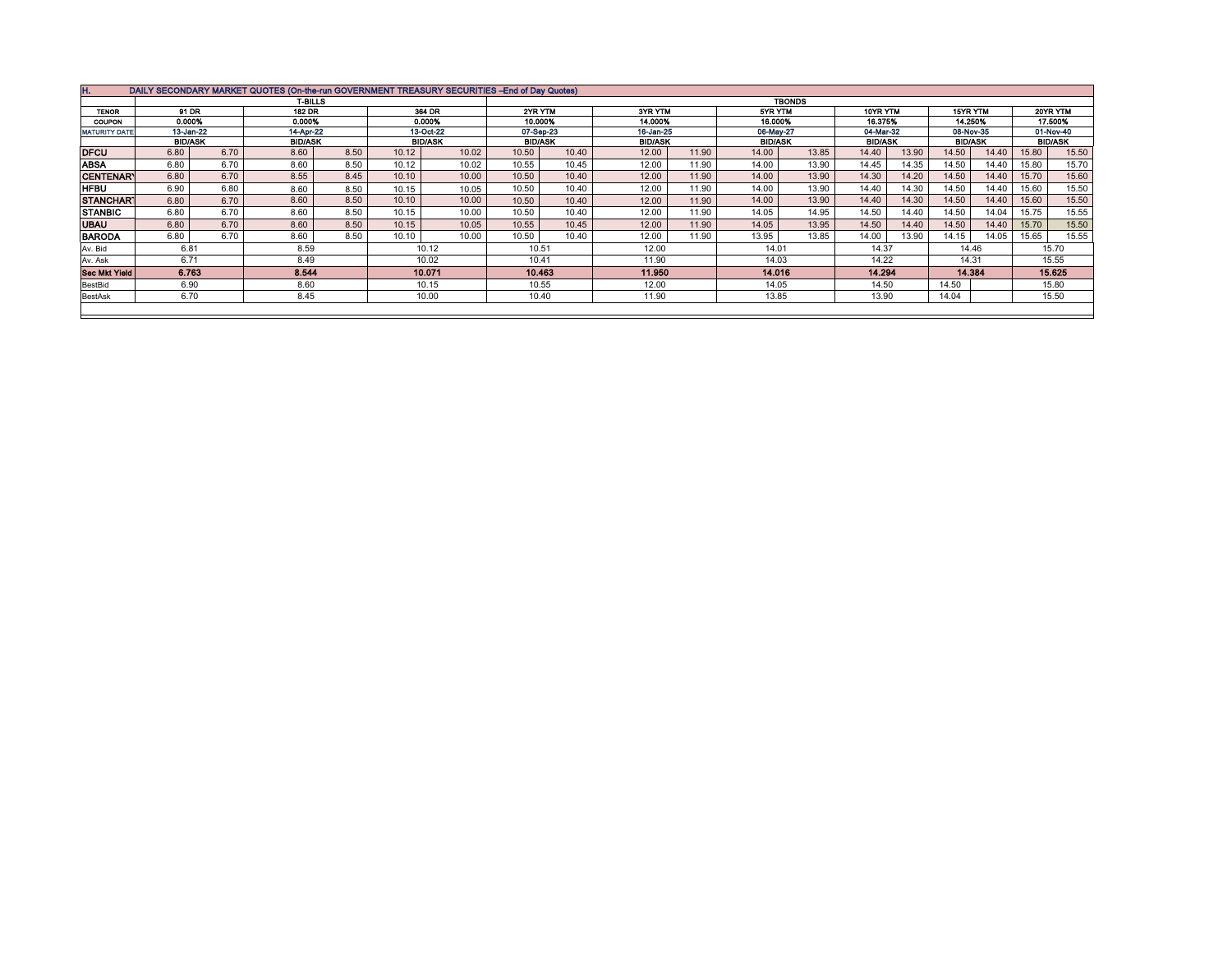**H. DAILY SECONDARY MARKET QUOTES (On-the-run GOVERNMENT TREASURY SECURITIES –End of Day Quotes)**

| | T-BILLS | | | | | | TBONDS | | | | | | | | | | | | | | | |
|---|---|---|---|---|---|---|---|---|---|---|---|---|---|---|---|---|---|---|---|---|---|---|
| TENOR | 91 DR | | 182 DR | | 364 DR | | 2YR YTM | | 3YR YTM | | 5YR YTM | | 10YR YTM | | 15YR YTM | | 20YR YTM | | | | | |
| COUPON | 0.000% | | 0.000% | | 0.000% | | 10.000% | | 14.000% | | 16.000% | | 16.375% | | 14.250% | | 17.500% | | | | | |
| MATURITY DATE | 13-Jan-22 | | 14-Apr-22 | | 13-Oct-22 | | 07-Sep-23 | | 16-Jan-25 | | 06-May-27 | | 04-Mar-32 | | 08-Nov-35 | | 01-Nov-40 | | | | | |
| | BID/ASK | | BID/ASK | | BID/ASK | | BID/ASK | | BID/ASK | | BID/ASK | | BID/ASK | | BID/ASK | | BID/ASK | | | | | |
| **DFCU** | 6.80 | 6.70 | 8.60 | 8.50 | 10.12 | 10.02 | 10.50 | 10.40 | 12.00 | 11.90 | 14.00 | 13.85 | 14.40 | 13.90 | 14.50 | 14.40 | 15.80 | 15.50 | | | | |
| **ABSA** | 6.80 | 6.70 | 8.60 | 8.50 | 10.12 | 10.02 | 10.55 | 10.45 | 12.00 | 11.90 | 14.00 | 13.90 | 14.45 | 14.35 | 14.50 | 14.40 | 15.80 | 15.70 | | | | |
| **CENTENARY** | 6.80 | 6.70 | 8.55 | 8.45 | 10.10 | 10.00 | 10.50 | 10.40 | 12.00 | 11.90 | 14.00 | 13.90 | 14.30 | 14.20 | 14.50 | 14.40 | 15.70 | 15.60 | | | | |
| **HFBU** | 6.90 | 6.80 | 8.60 | 8.50 | 10.15 | 10.05 | 10.50 | 10.40 | 12.00 | 11.90 | 14.00 | 13.90 | 14.40 | 14.30 | 14.50 | 14.40 | 15.60 | 15.50 | | | | |
| **STANCHART** | 6.80 | 6.70 | 8.60 | 8.50 | 10.10 | 10.00 | 10.50 | 10.40 | 12.00 | 11.90 | 14.00 | 13.90 | 14.40 | 14.30 | 14.50 | 14.40 | 15.60 | 15.50 | | | | |
| **STANBIC** | 6.80 | 6.70 | 8.60 | 8.50 | 10.15 | 10.00 | 10.50 | 10.40 | 12.00 | 11.90 | 14.05 | 14.95 | 14.50 | 14.40 | 14.50 | 14.04 | 15.75 | 15.55 | | | | |
| **UBAU** | 6.80 | 6.70 | 8.60 | 8.50 | 10.15 | 10.05 | 10.55 | 10.45 | 12.00 | 11.90 | 14.05 | 13.95 | 14.50 | 14.40 | 14.50 | 14.40 | 15.70 | 15.50 | | | | |
| **BARODA** | 6.80 | 6.70 | 8.60 | 8.50 | 10.10 | 10.00 | 10.50 | 10.40 | 12.00 | 11.90 | 13.95 | 13.85 | 14.00 | 13.90 | 14.15 | 14.05 | 15.65 | 15.55 | | | | |
| Av. Bid | 6.81 | | 8.59 | | 10.12 | | 10.51 | | 12.00 | | 14.01 | | 14.37 | | 14.46 | | 15.70 | | | | | |
| Av. Ask | 6.71 | | 8.49 | | 10.02 | | 10.41 | | 11.90 | | 14.03 | | 14.22 | | 14.31 | | 15.55 | | | | | |
| **Sec Mkt Yield** | **6.763** | | **8.544** | | **10.071** | | **10.463** | | **11.950** | | **14.016** | | **14.294** | | **14.384** | | **15.625** | | | | | |
| BestBid | 6.90 | | 8.60 | | 10.15 | | 10.55 | | 12.00 | | 14.05 | | 14.50 | | 14.50 | | 15.80 | | | | | |
| BestAsk | 6.70 | | 8.45 | | 10.00 | | 10.40 | | 11.90 | | 13.85 | | 13.90 | | 14.04 | | 15.50 | | | | | |